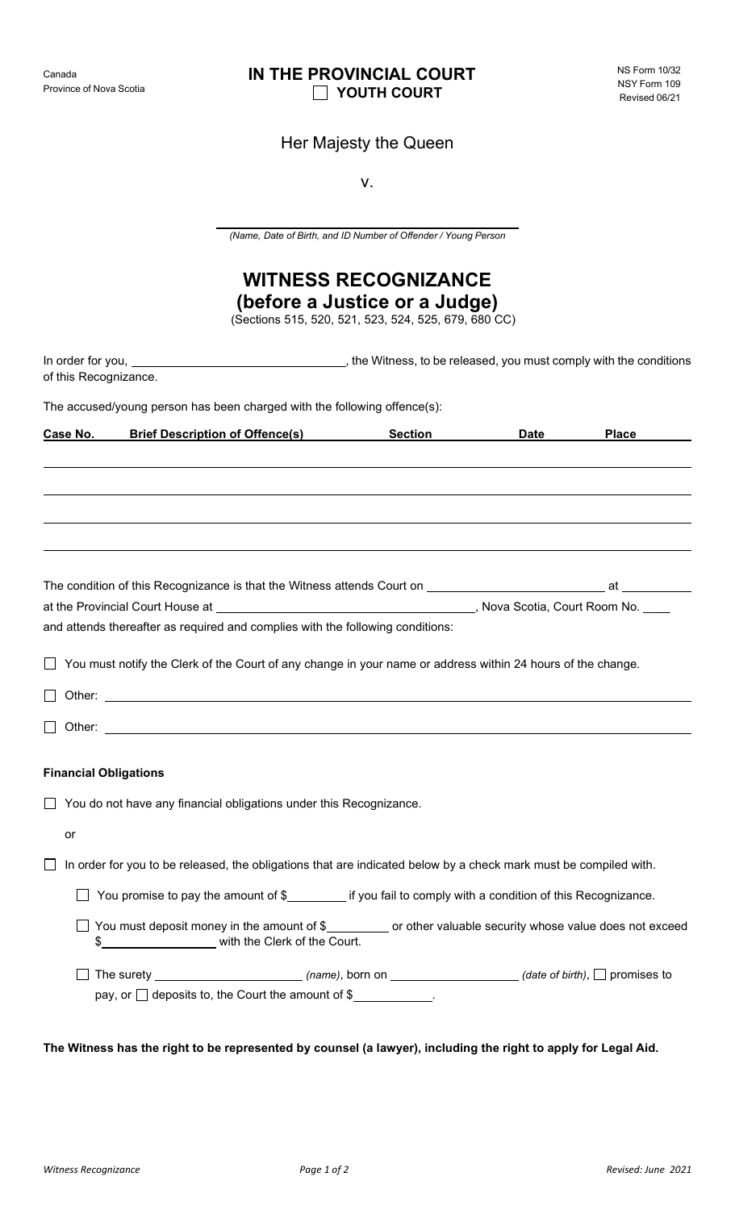Canada
Province of Nova Scotia

# IN THE PROVINCIAL COURT

☐ **YOUTH COURT**

NS Form 10/32
NSY Form 109
Revised 06/21

Her Majesty the Queen

v.

______________________________________
*(Name, Date of Birth, and ID Number of Offender / Young Person*

## WITNESS RECOGNIZANCE
## (before a Justice or a Judge)

(Sections 515, 520, 521, 523, 524, 525, 679, 680 CC)

In order for you, ______________________________, the Witness, to be released, you must comply with the conditions of this Recognizance.

The accused/young person has been charged with the following offence(s):

| Case No. | Brief Description of Offence(s) | Section | Date | Place |
|---|---|---|---|---|
| | | | | |
| | | | | |
| | | | | |
| | | | | |

The condition of this Recognizance is that the Witness attends Court on ________________________ at __________ at the Provincial Court House at ____________________________________, Nova Scotia, Court Room No. ____ and attends thereafter as required and complies with the following conditions:

☐ You must notify the Clerk of the Court of any change in your name or address within 24 hours of the change.

☐ Other: ______________________________________________________________

☐ Other: ______________________________________________________________

**Financial Obligations**

☐ You do not have any financial obligations under this Recognizance.

or

☐ In order for you to be released, the obligations that are indicated below by a check mark must be compiled with.

- ☐ You promise to pay the amount of $________ if you fail to comply with a condition of this Recognizance.
- ☐ You must deposit money in the amount of $_________ or other valuable security whose value does not exceed $________________ with the Clerk of the Court.
- ☐ The surety ____________________ *(name)*, born on __________________ *(date of birth)*, ☐ promises to pay, or ☐ deposits to, the Court the amount of $___________.

**The Witness has the right to be represented by counsel (a lawyer), including the right to apply for Legal Aid.**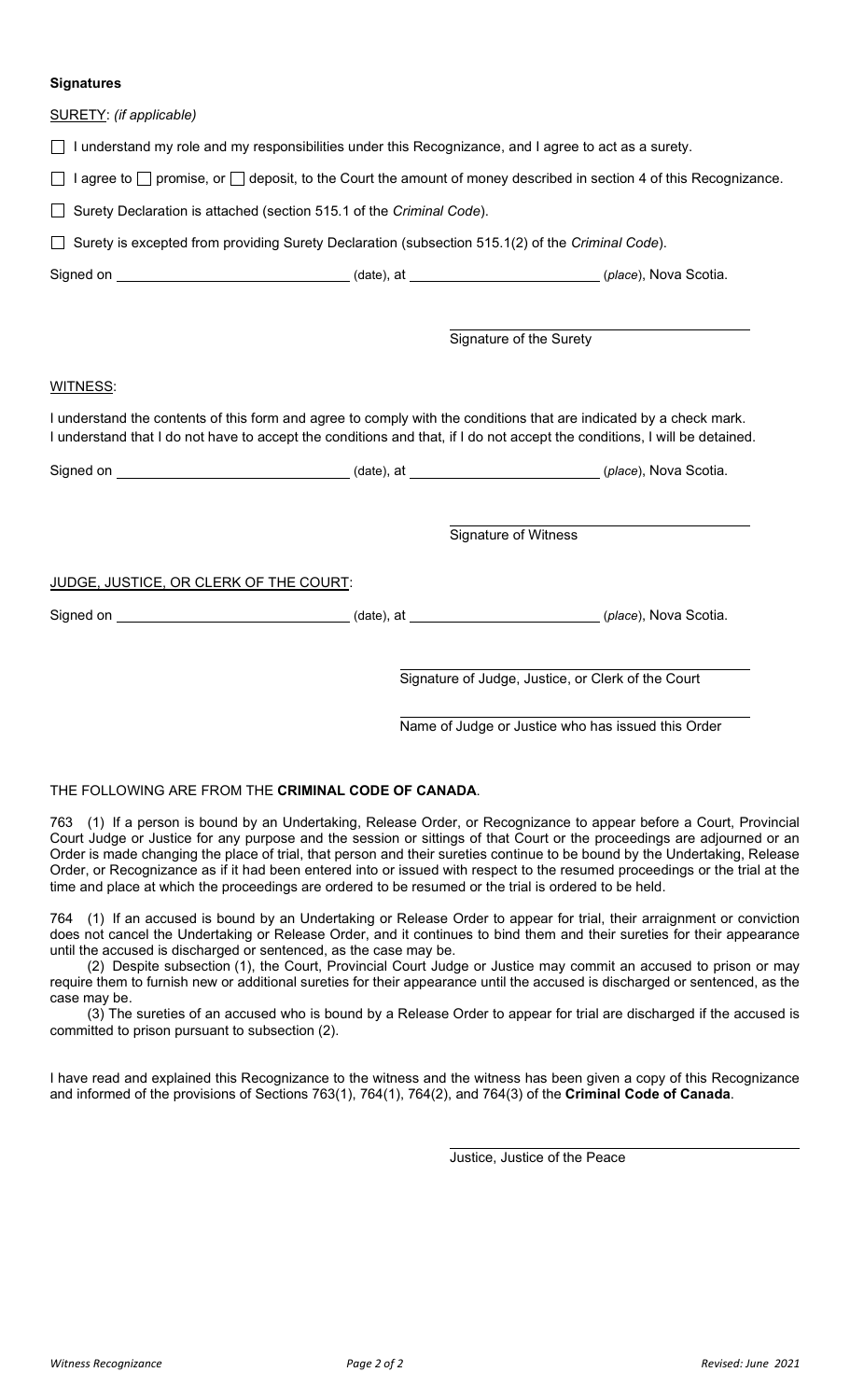**Signatures**

<u>SURETY</u>: *(if applicable)*

☐ I understand my role and my responsibilities under this Recognizance, and I agree to act as a surety.

☐ I agree to ☐ promise, or ☐ deposit, to the Court the amount of money described in section 4 of this Recognizance.

☐ Surety Declaration is attached (section 515.1 of the *Criminal Code*).

☐ Surety is excepted from providing Surety Declaration (subsection 515.1(2) of the *Criminal Code*).

Signed on ____________________________ (date), at ________________________ (*place*), Nova Scotia.

______________________________________
Signature of the Surety

<u>WITNESS</u>:

I understand the contents of this form and agree to comply with the conditions that are indicated by a check mark.
I understand that I do not have to accept the conditions and that, if I do not accept the conditions, I will be detained.

Signed on ____________________________ (date), at ________________________ (*place*), Nova Scotia.

______________________________________
Signature of Witness

<u>JUDGE, JUSTICE, OR CLERK OF THE COURT</u>:

Signed on ____________________________ (date), at ________________________ (*place*), Nova Scotia.

______________________________________
Signature of Judge, Justice, or Clerk of the Court

______________________________________
Name of Judge or Justice who has issued this Order

THE FOLLOWING ARE FROM THE **CRIMINAL CODE OF CANADA**.

763 (1) If a person is bound by an Undertaking, Release Order, or Recognizance to appear before a Court, Provincial Court Judge or Justice for any purpose and the session or sittings of that Court or the proceedings are adjourned or an Order is made changing the place of trial, that person and their sureties continue to be bound by the Undertaking, Release Order, or Recognizance as if it had been entered into or issued with respect to the resumed proceedings or the trial at the time and place at which the proceedings are ordered to be resumed or the trial is ordered to be held.

764 (1) If an accused is bound by an Undertaking or Release Order to appear for trial, their arraignment or conviction does not cancel the Undertaking or Release Order, and it continues to bind them and their sureties for their appearance until the accused is discharged or sentenced, as the case may be.

(2) Despite subsection (1), the Court, Provincial Court Judge or Justice may commit an accused to prison or may require them to furnish new or additional sureties for their appearance until the accused is discharged or sentenced, as the case may be.

(3) The sureties of an accused who is bound by a Release Order to appear for trial are discharged if the accused is committed to prison pursuant to subsection (2).

I have read and explained this Recognizance to the witness and the witness has been given a copy of this Recognizance and informed of the provisions of Sections 763(1), 764(1), 764(2), and 764(3) of the **Criminal Code of Canada**.

______________________________________
Justice, Justice of the Peace